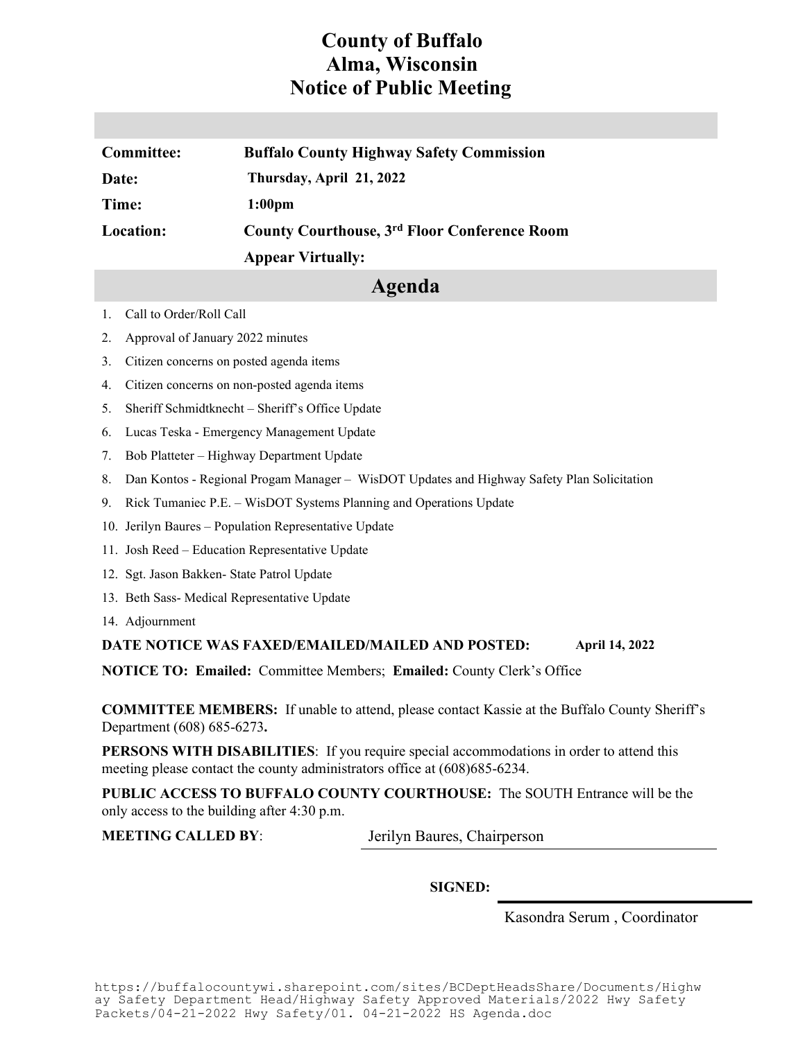# County of Buffalo
# Alma, Wisconsin
# Notice of Public Meeting

| | |
|---|---|
| **Committee:** | **Buffalo County Highway Safety Commission** |
| **Date:** | **Thursday, April 21, 2022** |
| **Time:** | **1:00pm** |
| **Location:** | **County Courthouse, 3rd Floor Conference Room** |
| | **Appear Virtually:** |

## Agenda

1. Call to Order/Roll Call
2. Approval of January 2022 minutes
3. Citizen concerns on posted agenda items
4. Citizen concerns on non-posted agenda items
5. Sheriff Schmidtknecht – Sheriff's Office Update
6. Lucas Teska - Emergency Management Update
7. Bob Platteter – Highway Department Update
8. Dan Kontos - Regional Progam Manager – WisDOT Updates and Highway Safety Plan Solicitation
9. Rick Tumaniec P.E. – WisDOT Systems Planning and Operations Update
10. Jerilyn Baures – Population Representative Update
11. Josh Reed – Education Representative Update
12. Sgt. Jason Bakken- State Patrol Update
13. Beth Sass- Medical Representative Update
14. Adjournment

**DATE NOTICE WAS FAXED/EMAILED/MAILED AND POSTED:** **April 14, 2022**

**NOTICE TO: Emailed:** Committee Members; **Emailed:** County Clerk's Office

**COMMITTEE MEMBERS:** If unable to attend, please contact Kassie at the Buffalo County Sheriff's Department (608) 685-6273**.**

**PERSONS WITH DISABILITIES**: If you require special accommodations in order to attend this meeting please contact the county administrators office at (608)685-6234.

**PUBLIC ACCESS TO BUFFALO COUNTY COURTHOUSE:** The SOUTH Entrance will be the only access to the building after 4:30 p.m.

**MEETING CALLED BY**: Jerilyn Baures, Chairperson

**SIGNED:**

Kasondra Serum , Coordinator

https://buffalocountywi.sharepoint.com/sites/BCDeptHeadsShare/Documents/Highway Safety Department Head/Highway Safety Approved Materials/2022 Hwy Safety Packets/04-21-2022 Hwy Safety/01. 04-21-2022 HS Agenda.doc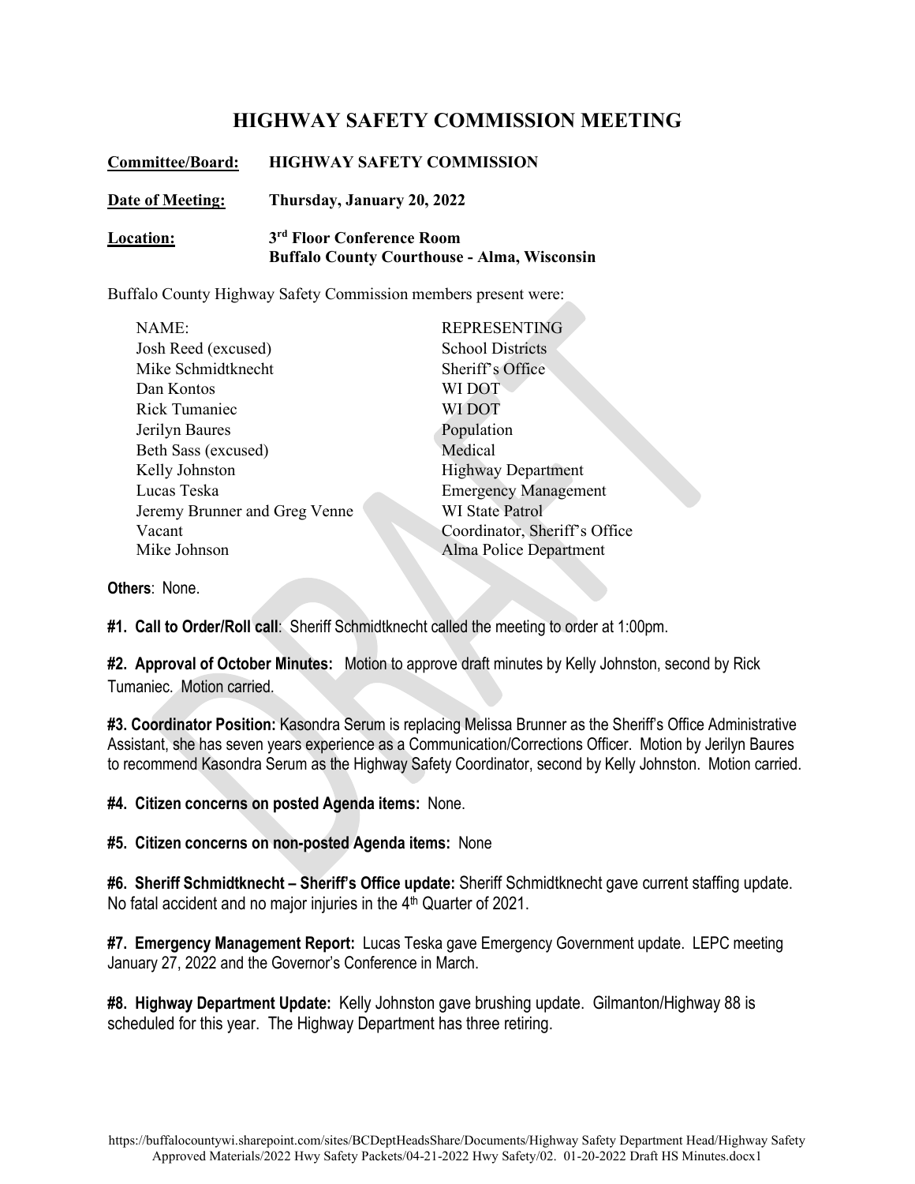# HIGHWAY SAFETY COMMISSION MEETING

**Committee/Board:** **HIGHWAY SAFETY COMMISSION**

**Date of Meeting:** **Thursday, January 20, 2022**

**Location:** **3rd Floor Conference Room**
**Buffalo County Courthouse - Alma, Wisconsin**

Buffalo County Highway Safety Commission members present were:

| NAME: | REPRESENTING |
|---|---|
| Josh Reed (excused) | School Districts |
| Mike Schmidtknecht | Sheriff's Office |
| Dan Kontos | WI DOT |
| Rick Tumaniec | WI DOT |
| Jerilyn Baures | Population |
| Beth Sass (excused) | Medical |
| Kelly Johnston | Highway Department |
| Lucas Teska | Emergency Management |
| Jeremy Brunner and Greg Venne | WI State Patrol |
| Vacant | Coordinator, Sheriff's Office |
| Mike Johnson | Alma Police Department |

**Others**: None.

**#1. Call to Order/Roll call**: Sheriff Schmidtknecht called the meeting to order at 1:00pm.

**#2. Approval of October Minutes:** Motion to approve draft minutes by Kelly Johnston, second by Rick Tumaniec. Motion carried.

**#3. Coordinator Position:** Kasondra Serum is replacing Melissa Brunner as the Sheriff's Office Administrative Assistant, she has seven years experience as a Communication/Corrections Officer. Motion by Jerilyn Baures to recommend Kasondra Serum as the Highway Safety Coordinator, second by Kelly Johnston. Motion carried.

**#4. Citizen concerns on posted Agenda items:** None.

**#5. Citizen concerns on non-posted Agenda items:** None

**#6. Sheriff Schmidtknecht – Sheriff's Office update:** Sheriff Schmidtknecht gave current staffing update. No fatal accident and no major injuries in the 4th Quarter of 2021.

**#7. Emergency Management Report:** Lucas Teska gave Emergency Government update. LEPC meeting January 27, 2022 and the Governor's Conference in March.

**#8. Highway Department Update:** Kelly Johnston gave brushing update. Gilmanton/Highway 88 is scheduled for this year. The Highway Department has three retiring.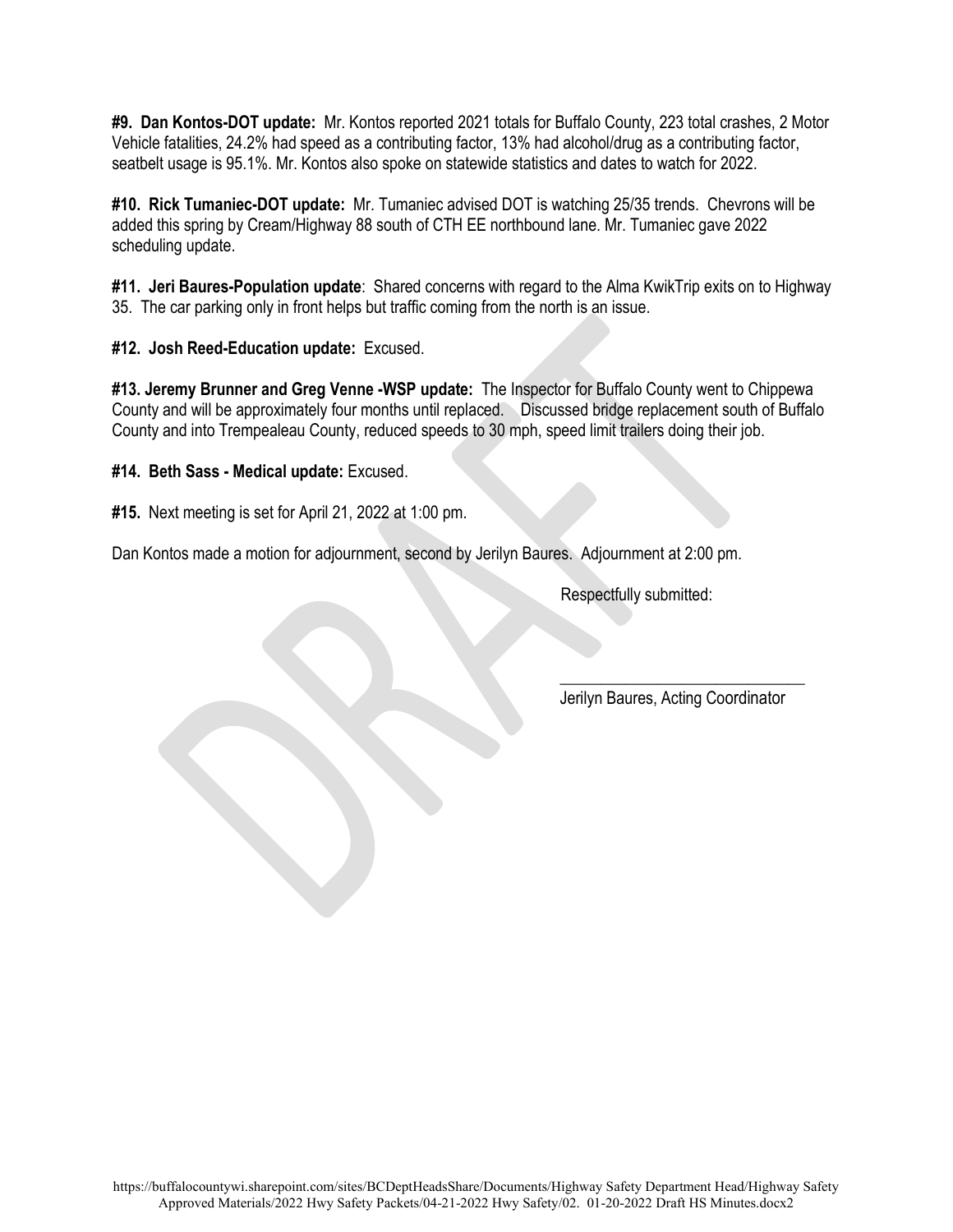**#9. Dan Kontos-DOT update:** Mr. Kontos reported 2021 totals for Buffalo County, 223 total crashes, 2 Motor Vehicle fatalities, 24.2% had speed as a contributing factor, 13% had alcohol/drug as a contributing factor, seatbelt usage is 95.1%. Mr. Kontos also spoke on statewide statistics and dates to watch for 2022.

**#10. Rick Tumaniec-DOT update:** Mr. Tumaniec advised DOT is watching 25/35 trends. Chevrons will be added this spring by Cream/Highway 88 south of CTH EE northbound lane. Mr. Tumaniec gave 2022 scheduling update.

**#11. Jeri Baures-Population update**: Shared concerns with regard to the Alma KwikTrip exits on to Highway 35. The car parking only in front helps but traffic coming from the north is an issue.

**#12. Josh Reed-Education update:** Excused.

**#13. Jeremy Brunner and Greg Venne -WSP update:** The Inspector for Buffalo County went to Chippewa County and will be approximately four months until replaced. Discussed bridge replacement south of Buffalo County and into Trempealeau County, reduced speeds to 30 mph, speed limit trailers doing their job.

**#14. Beth Sass - Medical update:** Excused.

**#15.** Next meeting is set for April 21, 2022 at 1:00 pm.

Dan Kontos made a motion for adjournment, second by Jerilyn Baures. Adjournment at 2:00 pm.

Respectfully submitted:

\_\_\_\_\_\_\_\_\_\_\_\_\_\_\_\_\_\_\_\_\_\_\_\_\_\_\_\_\_\_

Jerilyn Baures, Acting Coordinator

https://buffalocountywi.sharepoint.com/sites/BCDeptHeadsShare/Documents/Highway Safety Department Head/Highway Safety Approved Materials/2022 Hwy Safety Packets/04-21-2022 Hwy Safety/02. 01-20-2022 Draft HS Minutes.docx2